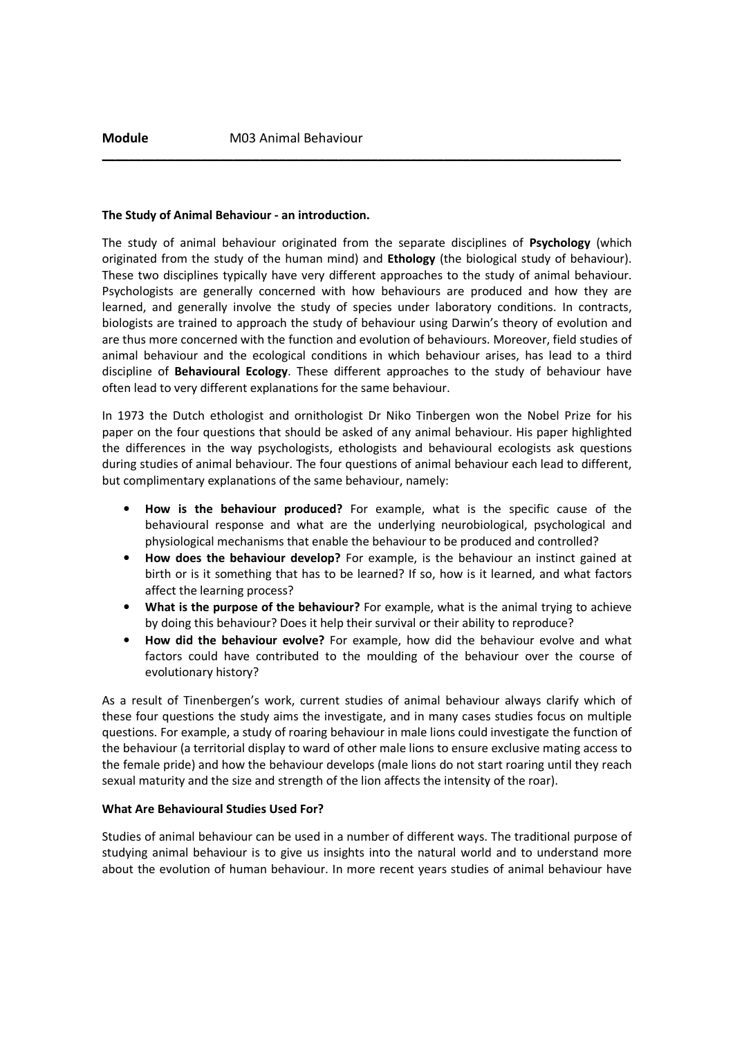**Module** M03 Animal Behaviour

---

**The Study of Animal Behaviour - an introduction.**

The study of animal behaviour originated from the separate disciplines of **Psychology** (which originated from the study of the human mind) and **Ethology** (the biological study of behaviour). These two disciplines typically have very different approaches to the study of animal behaviour. Psychologists are generally concerned with how behaviours are produced and how they are learned, and generally involve the study of species under laboratory conditions. In contracts, biologists are trained to approach the study of behaviour using Darwin's theory of evolution and are thus more concerned with the function and evolution of behaviours. Moreover, field studies of animal behaviour and the ecological conditions in which behaviour arises, has lead to a third discipline of **Behavioural Ecology**. These different approaches to the study of behaviour have often lead to very different explanations for the same behaviour.

In 1973 the Dutch ethologist and ornithologist Dr Niko Tinbergen won the Nobel Prize for his paper on the four questions that should be asked of any animal behaviour. His paper highlighted the differences in the way psychologists, ethologists and behavioural ecologists ask questions during studies of animal behaviour. The four questions of animal behaviour each lead to different, but complimentary explanations of the same behaviour, namely:

- **How is the behaviour produced?** For example, what is the specific cause of the behavioural response and what are the underlying neurobiological, psychological and physiological mechanisms that enable the behaviour to be produced and controlled?
- **How does the behaviour develop?** For example, is the behaviour an instinct gained at birth or is it something that has to be learned? If so, how is it learned, and what factors affect the learning process?
- **What is the purpose of the behaviour?** For example, what is the animal trying to achieve by doing this behaviour? Does it help their survival or their ability to reproduce?
- **How did the behaviour evolve?** For example, how did the behaviour evolve and what factors could have contributed to the moulding of the behaviour over the course of evolutionary history?

As a result of Tinenbergen's work, current studies of animal behaviour always clarify which of these four questions the study aims the investigate, and in many cases studies focus on multiple questions. For example, a study of roaring behaviour in male lions could investigate the function of the behaviour (a territorial display to ward of other male lions to ensure exclusive mating access to the female pride) and how the behaviour develops (male lions do not start roaring until they reach sexual maturity and the size and strength of the lion affects the intensity of the roar).

**What Are Behavioural Studies Used For?**

Studies of animal behaviour can be used in a number of different ways. The traditional purpose of studying animal behaviour is to give us insights into the natural world and to understand more about the evolution of human behaviour. In more recent years studies of animal behaviour have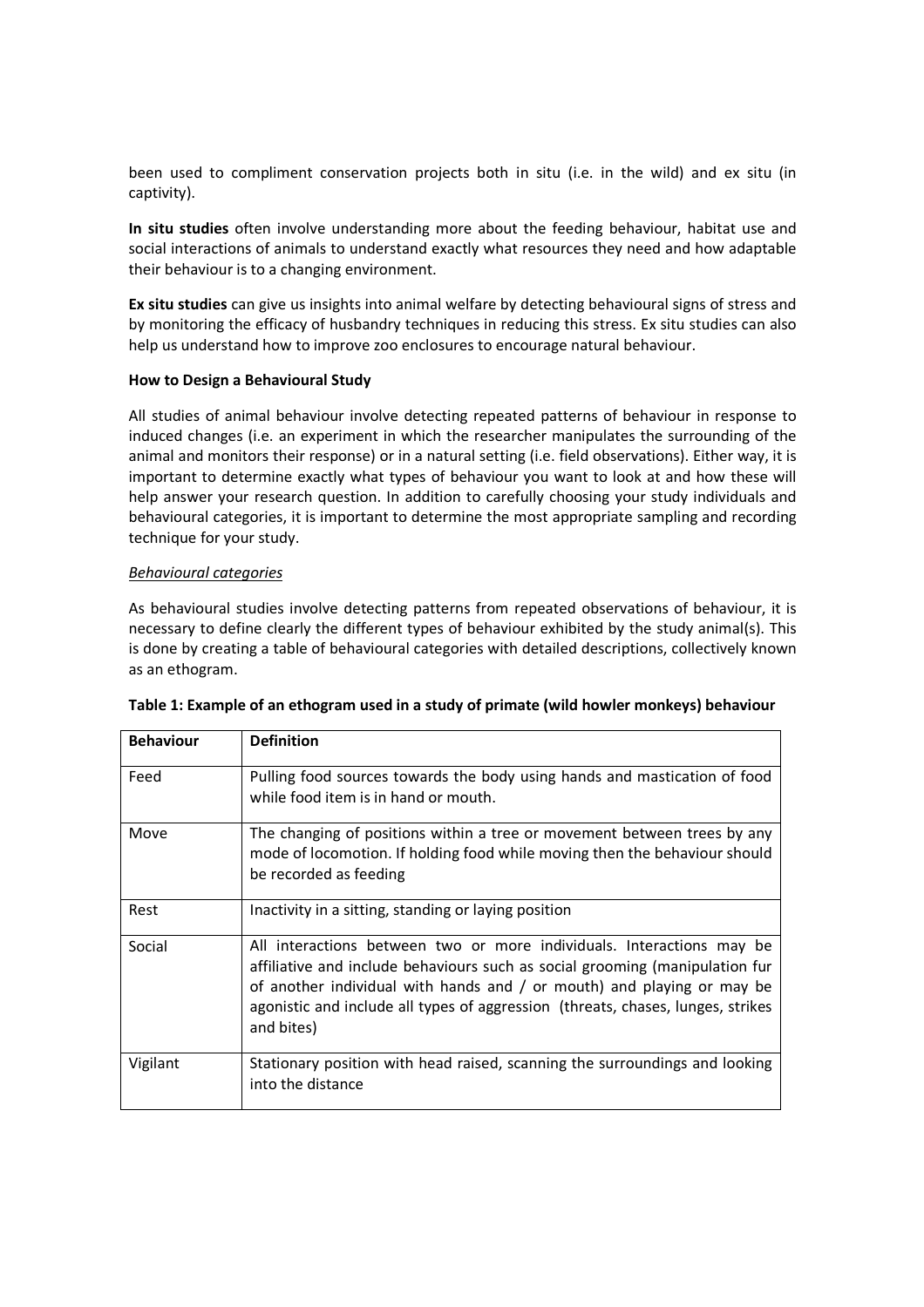been used to compliment conservation projects both in situ (i.e. in the wild) and ex situ (in captivity).

**In situ studies** often involve understanding more about the feeding behaviour, habitat use and social interactions of animals to understand exactly what resources they need and how adaptable their behaviour is to a changing environment.

**Ex situ studies** can give us insights into animal welfare by detecting behavioural signs of stress and by monitoring the efficacy of husbandry techniques in reducing this stress. Ex situ studies can also help us understand how to improve zoo enclosures to encourage natural behaviour.

**How to Design a Behavioural Study**

All studies of animal behaviour involve detecting repeated patterns of behaviour in response to induced changes (i.e. an experiment in which the researcher manipulates the surrounding of the animal and monitors their response) or in a natural setting (i.e. field observations). Either way, it is important to determine exactly what types of behaviour you want to look at and how these will help answer your research question. In addition to carefully choosing your study individuals and behavioural categories, it is important to determine the most appropriate sampling and recording technique for your study.

*Behavioural categories*

As behavioural studies involve detecting patterns from repeated observations of behaviour, it is necessary to define clearly the different types of behaviour exhibited by the study animal(s). This is done by creating a table of behavioural categories with detailed descriptions, collectively known as an ethogram.

**Table 1: Example of an ethogram used in a study of primate (wild howler monkeys) behaviour**

| **Behaviour** | **Definition** |
| --- | --- |
| Feed | Pulling food sources towards the body using hands and mastication of food while food item is in hand or mouth. |
| Move | The changing of positions within a tree or movement between trees by any mode of locomotion. If holding food while moving then the behaviour should be recorded as feeding |
| Rest | Inactivity in a sitting, standing or laying position |
| Social | All interactions between two or more individuals. Interactions may be affiliative and include behaviours such as social grooming (manipulation fur of another individual with hands and / or mouth) and playing or may be agonistic and include all types of aggression (threats, chases, lunges, strikes and bites) |
| Vigilant | Stationary position with head raised, scanning the surroundings and looking into the distance |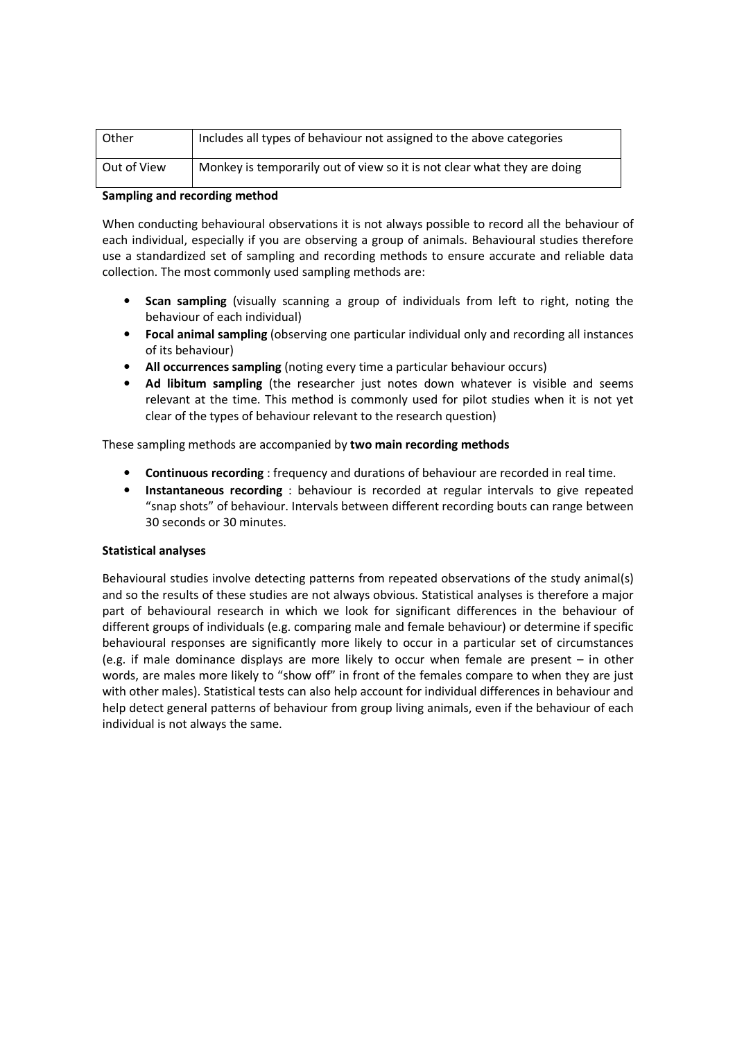| | |
|---|---|
| Other | Includes all types of behaviour not assigned to the above categories |
| Out of View | Monkey is temporarily out of view so it is not clear what they are doing |

**Sampling and recording method**

When conducting behavioural observations it is not always possible to record all the behaviour of each individual, especially if you are observing a group of animals. Behavioural studies therefore use a standardized set of sampling and recording methods to ensure accurate and reliable data collection. The most commonly used sampling methods are:

- **Scan sampling** (visually scanning a group of individuals from left to right, noting the behaviour of each individual)
- **Focal animal sampling** (observing one particular individual only and recording all instances of its behaviour)
- **All occurrences sampling** (noting every time a particular behaviour occurs)
- **Ad libitum sampling** (the researcher just notes down whatever is visible and seems relevant at the time. This method is commonly used for pilot studies when it is not yet clear of the types of behaviour relevant to the research question)

These sampling methods are accompanied by **two main recording methods**

- **Continuous recording** : frequency and durations of behaviour are recorded in real time.
- **Instantaneous recording** : behaviour is recorded at regular intervals to give repeated "snap shots" of behaviour. Intervals between different recording bouts can range between 30 seconds or 30 minutes.

**Statistical analyses**

Behavioural studies involve detecting patterns from repeated observations of the study animal(s) and so the results of these studies are not always obvious. Statistical analyses is therefore a major part of behavioural research in which we look for significant differences in the behaviour of different groups of individuals (e.g. comparing male and female behaviour) or determine if specific behavioural responses are significantly more likely to occur in a particular set of circumstances (e.g. if male dominance displays are more likely to occur when female are present – in other words, are males more likely to "show off" in front of the females compare to when they are just with other males). Statistical tests can also help account for individual differences in behaviour and help detect general patterns of behaviour from group living animals, even if the behaviour of each individual is not always the same.